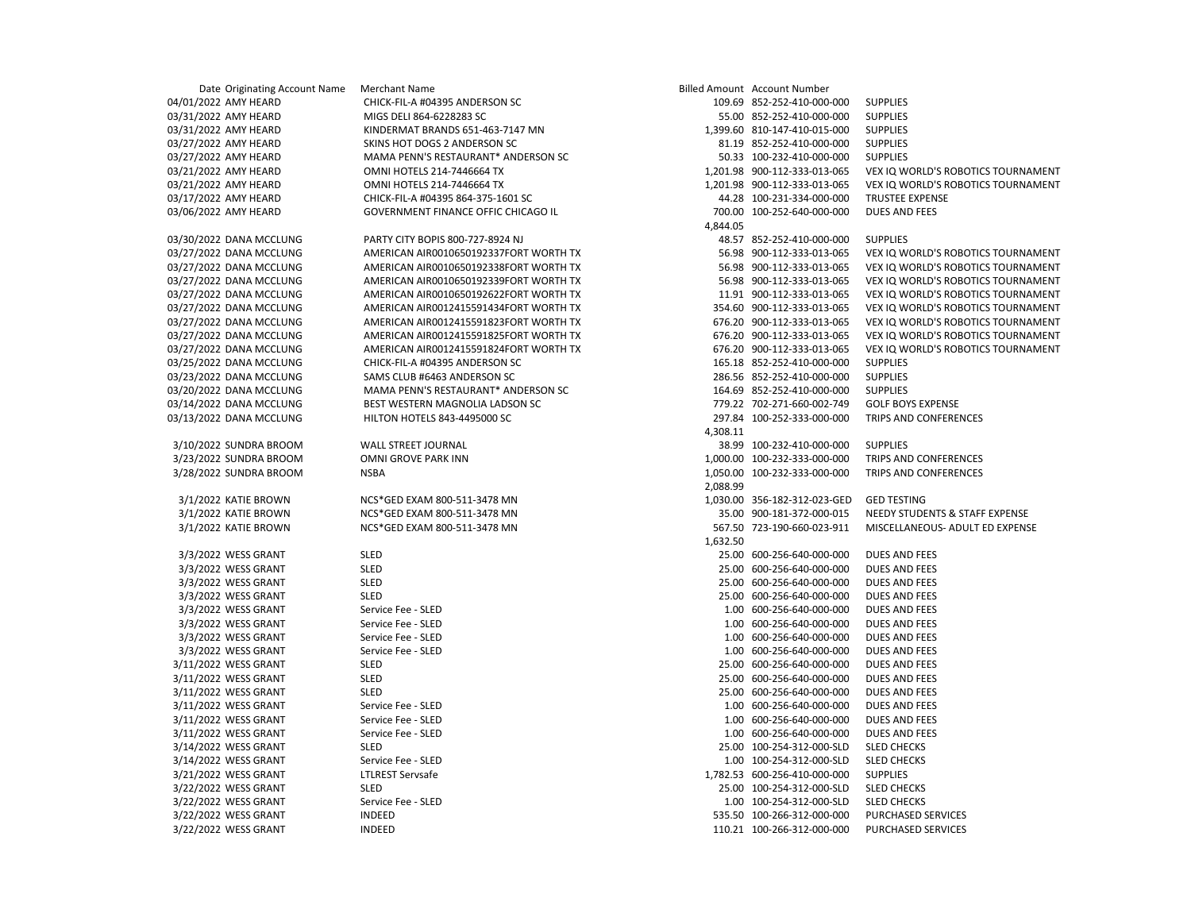| Date | Originating Account Name | Merchant Name | Billed Amount | Account Number | |
|---|---|---|---|---|---|
| 04/01/2022 | AMY HEARD | CHICK-FIL-A #04395 ANDERSON SC | 109.69 | 852-252-410-000-000 | SUPPLIES |
| 03/31/2022 | AMY HEARD | MIGS DELI 864-6228283 SC | 55.00 | 852-252-410-000-000 | SUPPLIES |
| 03/31/2022 | AMY HEARD | KINDERMAT BRANDS 651-463-7147 MN | 1,399.60 | 810-147-410-015-000 | SUPPLIES |
| 03/27/2022 | AMY HEARD | SKINS HOT DOGS 2 ANDERSON SC | 81.19 | 852-252-410-000-000 | SUPPLIES |
| 03/27/2022 | AMY HEARD | MAMA PENN'S RESTAURANT* ANDERSON SC | 50.33 | 100-232-410-000-000 | SUPPLIES |
| 03/21/2022 | AMY HEARD | OMNI HOTELS 214-7446664 TX | 1,201.98 | 900-112-333-013-065 | VEX IQ WORLD'S ROBOTICS TOURNAMENT |
| 03/21/2022 | AMY HEARD | OMNI HOTELS 214-7446664 TX | 1,201.98 | 900-112-333-013-065 | VEX IQ WORLD'S ROBOTICS TOURNAMENT |
| 03/17/2022 | AMY HEARD | CHICK-FIL-A #04395 864-375-1601 SC | 44.28 | 100-231-334-000-000 | TRUSTEE EXPENSE |
| 03/06/2022 | AMY HEARD | GOVERNMENT FINANCE OFFIC CHICAGO IL | 700.00 | 100-252-640-000-000 | DUES AND FEES |
| | | | 4,844.05 | | |
| 03/30/2022 | DANA MCCLUNG | PARTY CITY BOPIS 800-727-8924 NJ | 48.57 | 852-252-410-000-000 | SUPPLIES |
| 03/27/2022 | DANA MCCLUNG | AMERICAN AIR0010650192337FORT WORTH TX | 56.98 | 900-112-333-013-065 | VEX IQ WORLD'S ROBOTICS TOURNAMENT |
| 03/27/2022 | DANA MCCLUNG | AMERICAN AIR0010650192338FORT WORTH TX | 56.98 | 900-112-333-013-065 | VEX IQ WORLD'S ROBOTICS TOURNAMENT |
| 03/27/2022 | DANA MCCLUNG | AMERICAN AIR0010650192339FORT WORTH TX | 56.98 | 900-112-333-013-065 | VEX IQ WORLD'S ROBOTICS TOURNAMENT |
| 03/27/2022 | DANA MCCLUNG | AMERICAN AIR0010650192622FORT WORTH TX | 11.91 | 900-112-333-013-065 | VEX IQ WORLD'S ROBOTICS TOURNAMENT |
| 03/27/2022 | DANA MCCLUNG | AMERICAN AIR0012415591434FORT WORTH TX | 354.60 | 900-112-333-013-065 | VEX IQ WORLD'S ROBOTICS TOURNAMENT |
| 03/27/2022 | DANA MCCLUNG | AMERICAN AIR0012415591823FORT WORTH TX | 676.20 | 900-112-333-013-065 | VEX IQ WORLD'S ROBOTICS TOURNAMENT |
| 03/27/2022 | DANA MCCLUNG | AMERICAN AIR0012415591825FORT WORTH TX | 676.20 | 900-112-333-013-065 | VEX IQ WORLD'S ROBOTICS TOURNAMENT |
| 03/27/2022 | DANA MCCLUNG | AMERICAN AIR0012415591824FORT WORTH TX | 676.20 | 900-112-333-013-065 | VEX IQ WORLD'S ROBOTICS TOURNAMENT |
| 03/25/2022 | DANA MCCLUNG | CHICK-FIL-A #04395 ANDERSON SC | 165.18 | 852-252-410-000-000 | SUPPLIES |
| 03/23/2022 | DANA MCCLUNG | SAMS CLUB #6463 ANDERSON SC | 286.56 | 852-252-410-000-000 | SUPPLIES |
| 03/20/2022 | DANA MCCLUNG | MAMA PENN'S RESTAURANT* ANDERSON SC | 164.69 | 852-252-410-000-000 | SUPPLIES |
| 03/14/2022 | DANA MCCLUNG | BEST WESTERN MAGNOLIA LADSON SC | 779.22 | 702-271-660-002-749 | GOLF BOYS EXPENSE |
| 03/13/2022 | DANA MCCLUNG | HILTON HOTELS 843-4495000 SC | 297.84 | 100-252-333-000-000 | TRIPS AND CONFERENCES |
| | | | 4,308.11 | | |
| 3/10/2022 | SUNDRA BROOM | WALL STREET JOURNAL | 38.99 | 100-232-410-000-000 | SUPPLIES |
| 3/23/2022 | SUNDRA BROOM | OMNI GROVE PARK INN | 1,000.00 | 100-232-333-000-000 | TRIPS AND CONFERENCES |
| 3/28/2022 | SUNDRA BROOM | NSBA | 1,050.00 | 100-232-333-000-000 | TRIPS AND CONFERENCES |
| | | | 2,088.99 | | |
| 3/1/2022 | KATIE BROWN | NCS*GED EXAM 800-511-3478 MN | 1,030.00 | 356-182-312-023-GED | GED TESTING |
| 3/1/2022 | KATIE BROWN | NCS*GED EXAM 800-511-3478 MN | 35.00 | 900-181-372-000-015 | NEEDY STUDENTS & STAFF EXPENSE |
| 3/1/2022 | KATIE BROWN | NCS*GED EXAM 800-511-3478 MN | 567.50 | 723-190-660-023-911 | MISCELLANEOUS- ADULT ED EXPENSE |
| | | | 1,632.50 | | |
| 3/3/2022 | WESS GRANT | SLED | 25.00 | 600-256-640-000-000 | DUES AND FEES |
| 3/3/2022 | WESS GRANT | SLED | 25.00 | 600-256-640-000-000 | DUES AND FEES |
| 3/3/2022 | WESS GRANT | SLED | 25.00 | 600-256-640-000-000 | DUES AND FEES |
| 3/3/2022 | WESS GRANT | SLED | 25.00 | 600-256-640-000-000 | DUES AND FEES |
| 3/3/2022 | WESS GRANT | Service Fee - SLED | 1.00 | 600-256-640-000-000 | DUES AND FEES |
| 3/3/2022 | WESS GRANT | Service Fee - SLED | 1.00 | 600-256-640-000-000 | DUES AND FEES |
| 3/3/2022 | WESS GRANT | Service Fee - SLED | 1.00 | 600-256-640-000-000 | DUES AND FEES |
| 3/3/2022 | WESS GRANT | Service Fee - SLED | 1.00 | 600-256-640-000-000 | DUES AND FEES |
| 3/11/2022 | WESS GRANT | SLED | 25.00 | 600-256-640-000-000 | DUES AND FEES |
| 3/11/2022 | WESS GRANT | SLED | 25.00 | 600-256-640-000-000 | DUES AND FEES |
| 3/11/2022 | WESS GRANT | SLED | 25.00 | 600-256-640-000-000 | DUES AND FEES |
| 3/11/2022 | WESS GRANT | Service Fee - SLED | 1.00 | 600-256-640-000-000 | DUES AND FEES |
| 3/11/2022 | WESS GRANT | Service Fee - SLED | 1.00 | 600-256-640-000-000 | DUES AND FEES |
| 3/11/2022 | WESS GRANT | Service Fee - SLED | 1.00 | 600-256-640-000-000 | DUES AND FEES |
| 3/14/2022 | WESS GRANT | SLED | 25.00 | 100-254-312-000-SLD | SLED CHECKS |
| 3/14/2022 | WESS GRANT | Service Fee - SLED | 1.00 | 100-254-312-000-SLD | SLED CHECKS |
| 3/21/2022 | WESS GRANT | LTLREST Servsafe | 1,782.53 | 600-256-410-000-000 | SUPPLIES |
| 3/22/2022 | WESS GRANT | SLED | 25.00 | 100-254-312-000-SLD | SLED CHECKS |
| 3/22/2022 | WESS GRANT | Service Fee - SLED | 1.00 | 100-254-312-000-SLD | SLED CHECKS |
| 3/22/2022 | WESS GRANT | INDEED | 535.50 | 100-266-312-000-000 | PURCHASED SERVICES |
| 3/22/2022 | WESS GRANT | INDEED | 110.21 | 100-266-312-000-000 | PURCHASED SERVICES |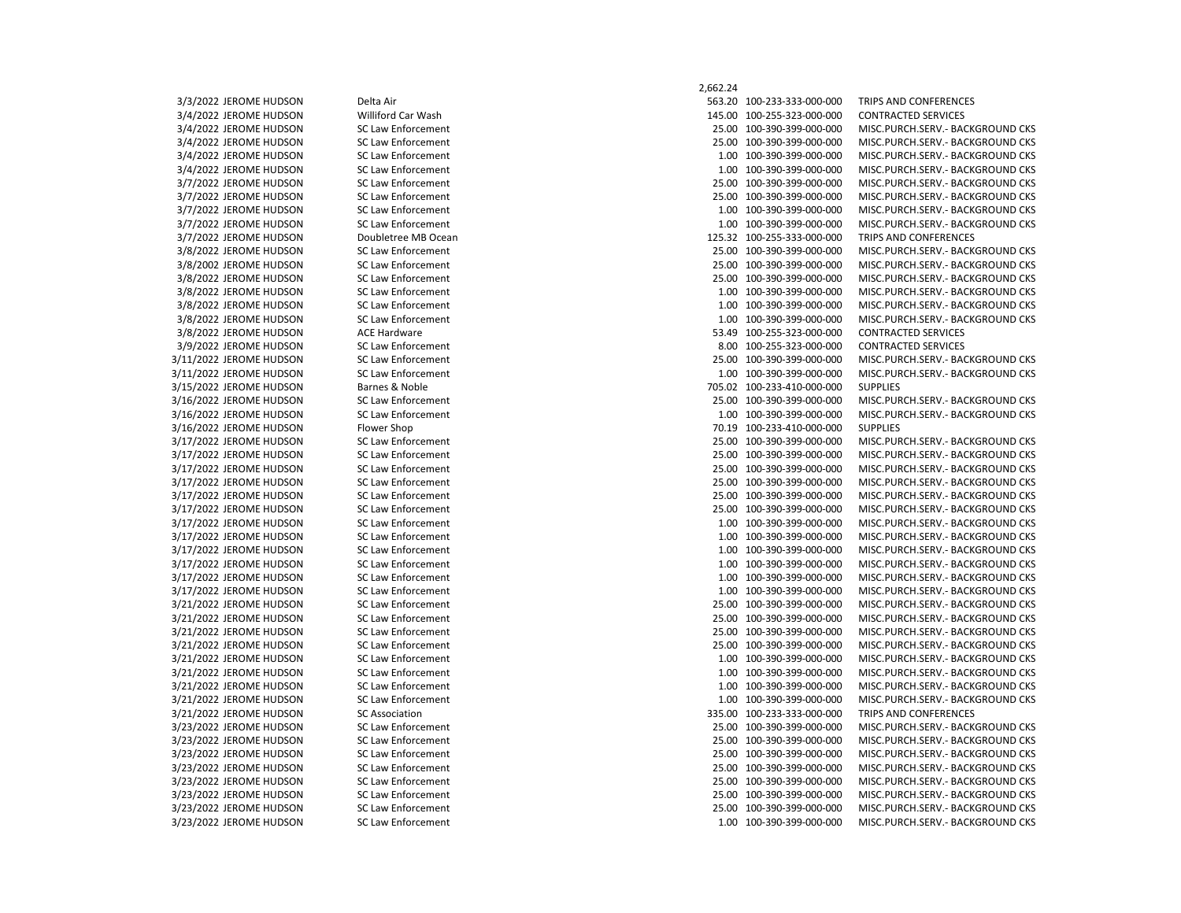| Date | Name | Vendor | Amount | Account | Description |
|---|---|---|---|---|---|
| | | | 2,662.24 | | |
| 3/3/2022 | JEROME HUDSON | Delta Air | 563.20 | 100-233-333-000-000 | TRIPS AND CONFERENCES |
| 3/4/2022 | JEROME HUDSON | Williford Car Wash | 145.00 | 100-255-323-000-000 | CONTRACTED SERVICES |
| 3/4/2022 | JEROME HUDSON | SC Law Enforcement | 25.00 | 100-390-399-000-000 | MISC.PURCH.SERV.- BACKGROUND CKS |
| 3/4/2022 | JEROME HUDSON | SC Law Enforcement | 25.00 | 100-390-399-000-000 | MISC.PURCH.SERV.- BACKGROUND CKS |
| 3/4/2022 | JEROME HUDSON | SC Law Enforcement | 1.00 | 100-390-399-000-000 | MISC.PURCH.SERV.- BACKGROUND CKS |
| 3/4/2022 | JEROME HUDSON | SC Law Enforcement | 1.00 | 100-390-399-000-000 | MISC.PURCH.SERV.- BACKGROUND CKS |
| 3/7/2022 | JEROME HUDSON | SC Law Enforcement | 25.00 | 100-390-399-000-000 | MISC.PURCH.SERV.- BACKGROUND CKS |
| 3/7/2022 | JEROME HUDSON | SC Law Enforcement | 25.00 | 100-390-399-000-000 | MISC.PURCH.SERV.- BACKGROUND CKS |
| 3/7/2022 | JEROME HUDSON | SC Law Enforcement | 1.00 | 100-390-399-000-000 | MISC.PURCH.SERV.- BACKGROUND CKS |
| 3/7/2022 | JEROME HUDSON | SC Law Enforcement | 1.00 | 100-390-399-000-000 | MISC.PURCH.SERV.- BACKGROUND CKS |
| 3/7/2022 | JEROME HUDSON | Doubletree MB Ocean | 125.32 | 100-255-333-000-000 | TRIPS AND CONFERENCES |
| 3/8/2022 | JEROME HUDSON | SC Law Enforcement | 25.00 | 100-390-399-000-000 | MISC.PURCH.SERV.- BACKGROUND CKS |
| 3/8/2002 | JEROME HUDSON | SC Law Enforcement | 25.00 | 100-390-399-000-000 | MISC.PURCH.SERV.- BACKGROUND CKS |
| 3/8/2022 | JEROME HUDSON | SC Law Enforcement | 25.00 | 100-390-399-000-000 | MISC.PURCH.SERV.- BACKGROUND CKS |
| 3/8/2022 | JEROME HUDSON | SC Law Enforcement | 1.00 | 100-390-399-000-000 | MISC.PURCH.SERV.- BACKGROUND CKS |
| 3/8/2022 | JEROME HUDSON | SC Law Enforcement | 1.00 | 100-390-399-000-000 | MISC.PURCH.SERV.- BACKGROUND CKS |
| 3/8/2022 | JEROME HUDSON | SC Law Enforcement | 1.00 | 100-390-399-000-000 | MISC.PURCH.SERV.- BACKGROUND CKS |
| 3/8/2022 | JEROME HUDSON | ACE Hardware | 53.49 | 100-255-323-000-000 | CONTRACTED SERVICES |
| 3/9/2022 | JEROME HUDSON | SC Law Enforcement | 8.00 | 100-255-323-000-000 | CONTRACTED SERVICES |
| 3/11/2022 | JEROME HUDSON | SC Law Enforcement | 25.00 | 100-390-399-000-000 | MISC.PURCH.SERV.- BACKGROUND CKS |
| 3/11/2022 | JEROME HUDSON | SC Law Enforcement | 1.00 | 100-390-399-000-000 | MISC.PURCH.SERV.- BACKGROUND CKS |
| 3/15/2022 | JEROME HUDSON | Barnes & Noble | 705.02 | 100-233-410-000-000 | SUPPLIES |
| 3/16/2022 | JEROME HUDSON | SC Law Enforcement | 25.00 | 100-390-399-000-000 | MISC.PURCH.SERV.- BACKGROUND CKS |
| 3/16/2022 | JEROME HUDSON | SC Law Enforcement | 1.00 | 100-390-399-000-000 | MISC.PURCH.SERV.- BACKGROUND CKS |
| 3/16/2022 | JEROME HUDSON | Flower Shop | 70.19 | 100-233-410-000-000 | SUPPLIES |
| 3/17/2022 | JEROME HUDSON | SC Law Enforcement | 25.00 | 100-390-399-000-000 | MISC.PURCH.SERV.- BACKGROUND CKS |
| 3/17/2022 | JEROME HUDSON | SC Law Enforcement | 25.00 | 100-390-399-000-000 | MISC.PURCH.SERV.- BACKGROUND CKS |
| 3/17/2022 | JEROME HUDSON | SC Law Enforcement | 25.00 | 100-390-399-000-000 | MISC.PURCH.SERV.- BACKGROUND CKS |
| 3/17/2022 | JEROME HUDSON | SC Law Enforcement | 25.00 | 100-390-399-000-000 | MISC.PURCH.SERV.- BACKGROUND CKS |
| 3/17/2022 | JEROME HUDSON | SC Law Enforcement | 25.00 | 100-390-399-000-000 | MISC.PURCH.SERV.- BACKGROUND CKS |
| 3/17/2022 | JEROME HUDSON | SC Law Enforcement | 25.00 | 100-390-399-000-000 | MISC.PURCH.SERV.- BACKGROUND CKS |
| 3/17/2022 | JEROME HUDSON | SC Law Enforcement | 1.00 | 100-390-399-000-000 | MISC.PURCH.SERV.- BACKGROUND CKS |
| 3/17/2022 | JEROME HUDSON | SC Law Enforcement | 1.00 | 100-390-399-000-000 | MISC.PURCH.SERV.- BACKGROUND CKS |
| 3/17/2022 | JEROME HUDSON | SC Law Enforcement | 1.00 | 100-390-399-000-000 | MISC.PURCH.SERV.- BACKGROUND CKS |
| 3/17/2022 | JEROME HUDSON | SC Law Enforcement | 1.00 | 100-390-399-000-000 | MISC.PURCH.SERV.- BACKGROUND CKS |
| 3/17/2022 | JEROME HUDSON | SC Law Enforcement | 1.00 | 100-390-399-000-000 | MISC.PURCH.SERV.- BACKGROUND CKS |
| 3/17/2022 | JEROME HUDSON | SC Law Enforcement | 1.00 | 100-390-399-000-000 | MISC.PURCH.SERV.- BACKGROUND CKS |
| 3/21/2022 | JEROME HUDSON | SC Law Enforcement | 25.00 | 100-390-399-000-000 | MISC.PURCH.SERV.- BACKGROUND CKS |
| 3/21/2022 | JEROME HUDSON | SC Law Enforcement | 25.00 | 100-390-399-000-000 | MISC.PURCH.SERV.- BACKGROUND CKS |
| 3/21/2022 | JEROME HUDSON | SC Law Enforcement | 25.00 | 100-390-399-000-000 | MISC.PURCH.SERV.- BACKGROUND CKS |
| 3/21/2022 | JEROME HUDSON | SC Law Enforcement | 25.00 | 100-390-399-000-000 | MISC.PURCH.SERV.- BACKGROUND CKS |
| 3/21/2022 | JEROME HUDSON | SC Law Enforcement | 1.00 | 100-390-399-000-000 | MISC.PURCH.SERV.- BACKGROUND CKS |
| 3/21/2022 | JEROME HUDSON | SC Law Enforcement | 1.00 | 100-390-399-000-000 | MISC.PURCH.SERV.- BACKGROUND CKS |
| 3/21/2022 | JEROME HUDSON | SC Law Enforcement | 1.00 | 100-390-399-000-000 | MISC.PURCH.SERV.- BACKGROUND CKS |
| 3/21/2022 | JEROME HUDSON | SC Law Enforcement | 1.00 | 100-390-399-000-000 | MISC.PURCH.SERV.- BACKGROUND CKS |
| 3/21/2022 | JEROME HUDSON | SC Association | 335.00 | 100-233-333-000-000 | TRIPS AND CONFERENCES |
| 3/23/2022 | JEROME HUDSON | SC Law Enforcement | 25.00 | 100-390-399-000-000 | MISC.PURCH.SERV.- BACKGROUND CKS |
| 3/23/2022 | JEROME HUDSON | SC Law Enforcement | 25.00 | 100-390-399-000-000 | MISC.PURCH.SERV.- BACKGROUND CKS |
| 3/23/2022 | JEROME HUDSON | SC Law Enforcement | 25.00 | 100-390-399-000-000 | MISC.PURCH.SERV.- BACKGROUND CKS |
| 3/23/2022 | JEROME HUDSON | SC Law Enforcement | 25.00 | 100-390-399-000-000 | MISC.PURCH.SERV.- BACKGROUND CKS |
| 3/23/2022 | JEROME HUDSON | SC Law Enforcement | 25.00 | 100-390-399-000-000 | MISC.PURCH.SERV.- BACKGROUND CKS |
| 3/23/2022 | JEROME HUDSON | SC Law Enforcement | 25.00 | 100-390-399-000-000 | MISC.PURCH.SERV.- BACKGROUND CKS |
| 3/23/2022 | JEROME HUDSON | SC Law Enforcement | 25.00 | 100-390-399-000-000 | MISC.PURCH.SERV.- BACKGROUND CKS |
| 3/23/2022 | JEROME HUDSON | SC Law Enforcement | 1.00 | 100-390-399-000-000 | MISC.PURCH.SERV.- BACKGROUND CKS |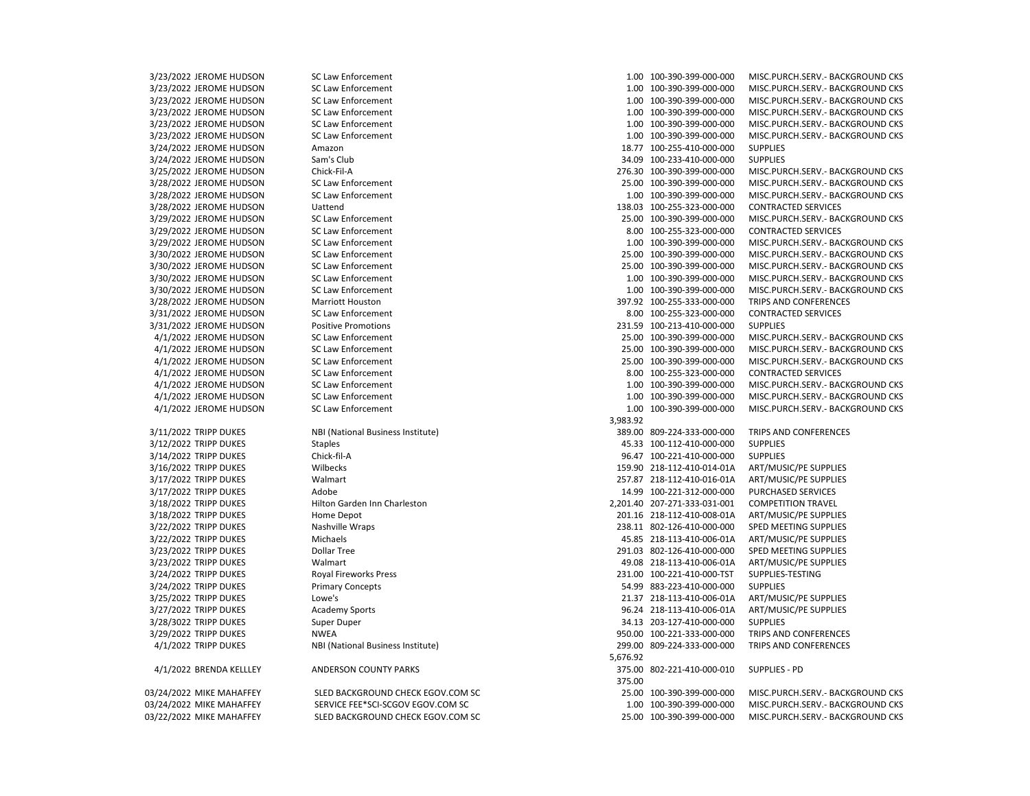| Date | Name | Vendor | Amount | Account | Description |
|---|---|---|---|---|---|
| 3/23/2022 | JEROME HUDSON | SC Law Enforcement | 1.00 | 100-390-399-000-000 | MISC.PURCH.SERV.- BACKGROUND CKS |
| 3/23/2022 | JEROME HUDSON | SC Law Enforcement | 1.00 | 100-390-399-000-000 | MISC.PURCH.SERV.- BACKGROUND CKS |
| 3/23/2022 | JEROME HUDSON | SC Law Enforcement | 1.00 | 100-390-399-000-000 | MISC.PURCH.SERV.- BACKGROUND CKS |
| 3/23/2022 | JEROME HUDSON | SC Law Enforcement | 1.00 | 100-390-399-000-000 | MISC.PURCH.SERV.- BACKGROUND CKS |
| 3/23/2022 | JEROME HUDSON | SC Law Enforcement | 1.00 | 100-390-399-000-000 | MISC.PURCH.SERV.- BACKGROUND CKS |
| 3/23/2022 | JEROME HUDSON | SC Law Enforcement | 1.00 | 100-390-399-000-000 | MISC.PURCH.SERV.- BACKGROUND CKS |
| 3/24/2022 | JEROME HUDSON | Amazon | 18.77 | 100-255-410-000-000 | SUPPLIES |
| 3/24/2022 | JEROME HUDSON | Sam's Club | 34.09 | 100-233-410-000-000 | SUPPLIES |
| 3/25/2022 | JEROME HUDSON | Chick-Fil-A | 276.30 | 100-390-399-000-000 | MISC.PURCH.SERV.- BACKGROUND CKS |
| 3/28/2022 | JEROME HUDSON | SC Law Enforcement | 25.00 | 100-390-399-000-000 | MISC.PURCH.SERV.- BACKGROUND CKS |
| 3/28/2022 | JEROME HUDSON | SC Law Enforcement | 1.00 | 100-390-399-000-000 | MISC.PURCH.SERV.- BACKGROUND CKS |
| 3/28/2022 | JEROME HUDSON | Uattend | 138.03 | 100-255-323-000-000 | CONTRACTED SERVICES |
| 3/29/2022 | JEROME HUDSON | SC Law Enforcement | 25.00 | 100-390-399-000-000 | MISC.PURCH.SERV.- BACKGROUND CKS |
| 3/29/2022 | JEROME HUDSON | SC Law Enforcement | 8.00 | 100-255-323-000-000 | CONTRACTED SERVICES |
| 3/29/2022 | JEROME HUDSON | SC Law Enforcement | 1.00 | 100-390-399-000-000 | MISC.PURCH.SERV.- BACKGROUND CKS |
| 3/30/2022 | JEROME HUDSON | SC Law Enforcement | 25.00 | 100-390-399-000-000 | MISC.PURCH.SERV.- BACKGROUND CKS |
| 3/30/2022 | JEROME HUDSON | SC Law Enforcement | 25.00 | 100-390-399-000-000 | MISC.PURCH.SERV.- BACKGROUND CKS |
| 3/30/2022 | JEROME HUDSON | SC Law Enforcement | 1.00 | 100-390-399-000-000 | MISC.PURCH.SERV.- BACKGROUND CKS |
| 3/30/2022 | JEROME HUDSON | SC Law Enforcement | 1.00 | 100-390-399-000-000 | MISC.PURCH.SERV.- BACKGROUND CKS |
| 3/28/2022 | JEROME HUDSON | Marriott Houston | 397.92 | 100-255-333-000-000 | TRIPS AND CONFERENCES |
| 3/31/2022 | JEROME HUDSON | SC Law Enforcement | 8.00 | 100-255-323-000-000 | CONTRACTED SERVICES |
| 3/31/2022 | JEROME HUDSON | Positive Promotions | 231.59 | 100-213-410-000-000 | SUPPLIES |
| 4/1/2022 | JEROME HUDSON | SC Law Enforcement | 25.00 | 100-390-399-000-000 | MISC.PURCH.SERV.- BACKGROUND CKS |
| 4/1/2022 | JEROME HUDSON | SC Law Enforcement | 25.00 | 100-390-399-000-000 | MISC.PURCH.SERV.- BACKGROUND CKS |
| 4/1/2022 | JEROME HUDSON | SC Law Enforcement | 25.00 | 100-390-399-000-000 | MISC.PURCH.SERV.- BACKGROUND CKS |
| 4/1/2022 | JEROME HUDSON | SC Law Enforcement | 8.00 | 100-255-323-000-000 | CONTRACTED SERVICES |
| 4/1/2022 | JEROME HUDSON | SC Law Enforcement | 1.00 | 100-390-399-000-000 | MISC.PURCH.SERV.- BACKGROUND CKS |
| 4/1/2022 | JEROME HUDSON | SC Law Enforcement | 1.00 | 100-390-399-000-000 | MISC.PURCH.SERV.- BACKGROUND CKS |
| 4/1/2022 | JEROME HUDSON | SC Law Enforcement | 1.00 | 100-390-399-000-000 | MISC.PURCH.SERV.- BACKGROUND CKS |
| | | | 3,983.92 | | |
| 3/11/2022 | TRIPP DUKES | NBI (National Business Institute) | 389.00 | 809-224-333-000-000 | TRIPS AND CONFERENCES |
| 3/12/2022 | TRIPP DUKES | Staples | 45.33 | 100-112-410-000-000 | SUPPLIES |
| 3/14/2022 | TRIPP DUKES | Chick-fil-A | 96.47 | 100-221-410-000-000 | SUPPLIES |
| 3/16/2022 | TRIPP DUKES | Wilbecks | 159.90 | 218-112-410-014-01A | ART/MUSIC/PE SUPPLIES |
| 3/17/2022 | TRIPP DUKES | Walmart | 257.87 | 218-112-410-016-01A | ART/MUSIC/PE SUPPLIES |
| 3/17/2022 | TRIPP DUKES | Adobe | 14.99 | 100-221-312-000-000 | PURCHASED SERVICES |
| 3/18/2022 | TRIPP DUKES | Hilton Garden Inn Charleston | 2,201.40 | 207-271-333-031-001 | COMPETITION TRAVEL |
| 3/18/2022 | TRIPP DUKES | Home Depot | 201.16 | 218-112-410-008-01A | ART/MUSIC/PE SUPPLIES |
| 3/22/2022 | TRIPP DUKES | Nashville Wraps | 238.11 | 802-126-410-000-000 | SPED MEETING SUPPLIES |
| 3/22/2022 | TRIPP DUKES | Michaels | 45.85 | 218-113-410-006-01A | ART/MUSIC/PE SUPPLIES |
| 3/23/2022 | TRIPP DUKES | Dollar Tree | 291.03 | 802-126-410-000-000 | SPED MEETING SUPPLIES |
| 3/23/2022 | TRIPP DUKES | Walmart | 49.08 | 218-113-410-006-01A | ART/MUSIC/PE SUPPLIES |
| 3/24/2022 | TRIPP DUKES | Royal Fireworks Press | 231.00 | 100-221-410-000-TST | SUPPLIES-TESTING |
| 3/24/2022 | TRIPP DUKES | Primary Concepts | 54.99 | 883-223-410-000-000 | SUPPLIES |
| 3/25/2022 | TRIPP DUKES | Lowe's | 21.37 | 218-113-410-006-01A | ART/MUSIC/PE SUPPLIES |
| 3/27/2022 | TRIPP DUKES | Academy Sports | 96.24 | 218-113-410-006-01A | ART/MUSIC/PE SUPPLIES |
| 3/28/3022 | TRIPP DUKES | Super Duper | 34.13 | 203-127-410-000-000 | SUPPLIES |
| 3/29/2022 | TRIPP DUKES | NWEA | 950.00 | 100-221-333-000-000 | TRIPS AND CONFERENCES |
| 4/1/2022 | TRIPP DUKES | NBI (National Business Institute) | 299.00 | 809-224-333-000-000 | TRIPS AND CONFERENCES |
| | | | 5,676.92 | | |
| 4/1/2022 | BRENDA KELLLEY | ANDERSON COUNTY PARKS | 375.00 | 802-221-410-000-010 | SUPPLIES - PD |
| | | | 375.00 | | |
| 03/24/2022 | MIKE MAHAFFEY | SLED BACKGROUND CHECK EGOV.COM SC | 25.00 | 100-390-399-000-000 | MISC.PURCH.SERV.- BACKGROUND CKS |
| 03/24/2022 | MIKE MAHAFFEY | SERVICE FEE*SCI-SCGOV EGOV.COM SC | 1.00 | 100-390-399-000-000 | MISC.PURCH.SERV.- BACKGROUND CKS |
| 03/22/2022 | MIKE MAHAFFEY | SLED BACKGROUND CHECK EGOV.COM SC | 25.00 | 100-390-399-000-000 | MISC.PURCH.SERV.- BACKGROUND CKS |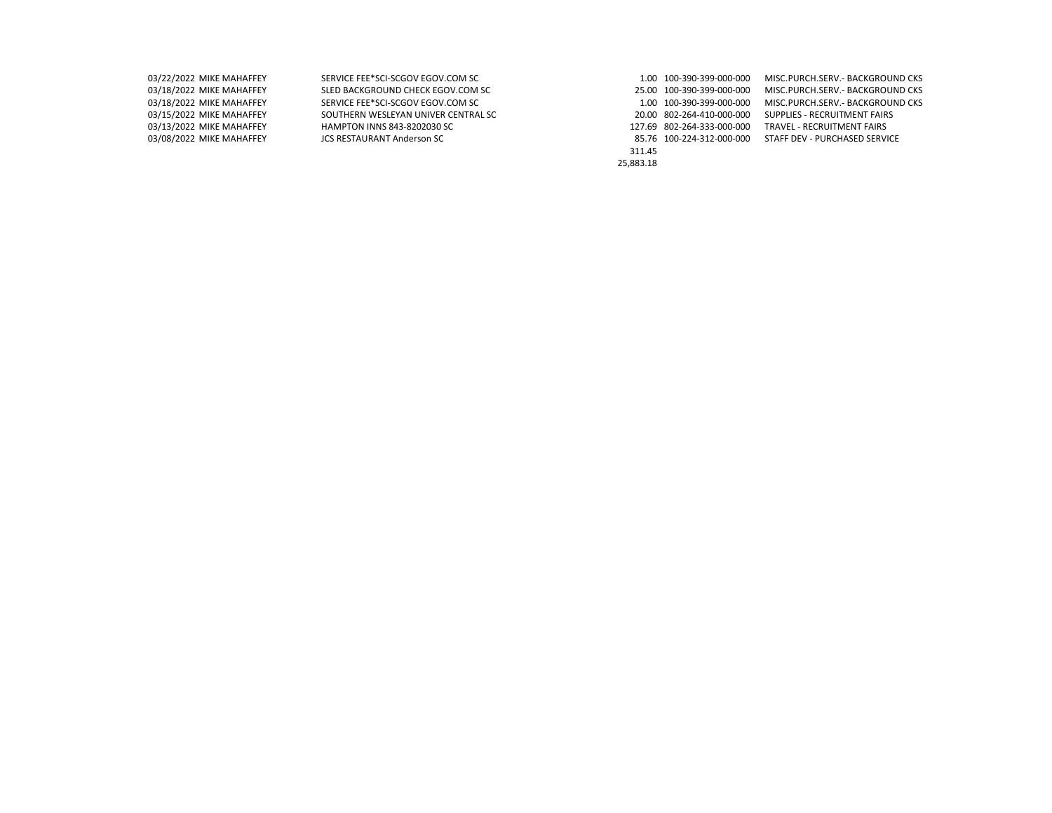| | | | | | |
|---|---|---|---|---|---|
| 03/22/2022 | MIKE MAHAFFEY | SERVICE FEE*SCI-SCGOV EGOV.COM SC | 1.00 | 100-390-399-000-000 | MISC.PURCH.SERV.- BACKGROUND CKS |
| 03/18/2022 | MIKE MAHAFFEY | SLED BACKGROUND CHECK EGOV.COM SC | 25.00 | 100-390-399-000-000 | MISC.PURCH.SERV.- BACKGROUND CKS |
| 03/18/2022 | MIKE MAHAFFEY | SERVICE FEE*SCI-SCGOV EGOV.COM SC | 1.00 | 100-390-399-000-000 | MISC.PURCH.SERV.- BACKGROUND CKS |
| 03/15/2022 | MIKE MAHAFFEY | SOUTHERN WESLEYAN UNIVER CENTRAL SC | 20.00 | 802-264-410-000-000 | SUPPLIES - RECRUITMENT FAIRS |
| 03/13/2022 | MIKE MAHAFFEY | HAMPTON INNS 843-8202030 SC | 127.69 | 802-264-333-000-000 | TRAVEL - RECRUITMENT FAIRS |
| 03/08/2022 | MIKE MAHAFFEY | JCS RESTAURANT Anderson SC | 85.76 | 100-224-312-000-000 | STAFF DEV - PURCHASED SERVICE |
| | | | 311.45 | | |
| | | | 25,883.18 | | |